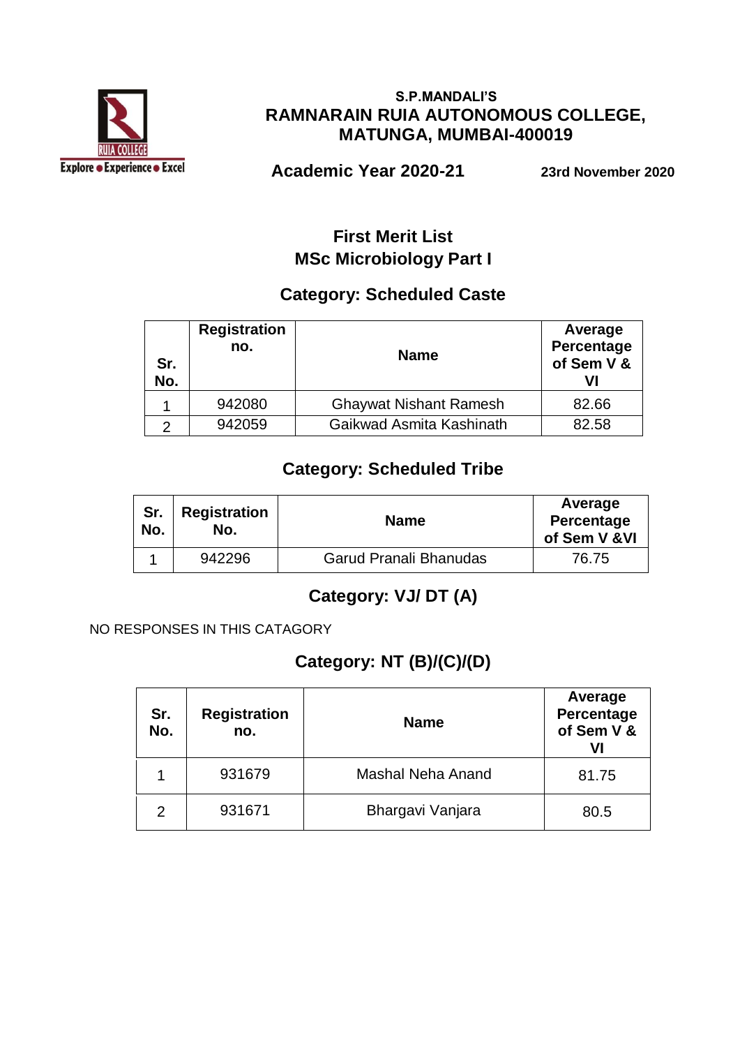**S.P.MANDALI'S**

**RAMNARAIN RUIA AUTONOMOUS COLLEGE, MATUNGA, MUMBAI-400019**

**Academic Year 2020-21** **23rd November 2020**

# First Merit List
# MSc Microbiology Part I

## Category: Scheduled Caste

| Sr. No. | Registration no. | Name | Average Percentage of Sem V & VI |
|---|---|---|---|
| 1 | 942080 | Ghaywat Nishant Ramesh | 82.66 |
| 2 | 942059 | Gaikwad Asmita Kashinath | 82.58 |

## Category: Scheduled Tribe

| Sr. No. | Registration No. | Name | Average Percentage of Sem V &VI |
|---|---|---|---|
| 1 | 942296 | Garud Pranali Bhanudas | 76.75 |

## Category: VJ/ DT (A)

NO RESPONSES IN THIS CATAGORY

## Category: NT (B)/(C)/(D)

| Sr. No. | Registration no. | Name | Average Percentage of Sem V & VI |
|---|---|---|---|
| 1 | 931679 | Mashal Neha Anand | 81.75 |
| 2 | 931671 | Bhargavi Vanjara | 80.5 |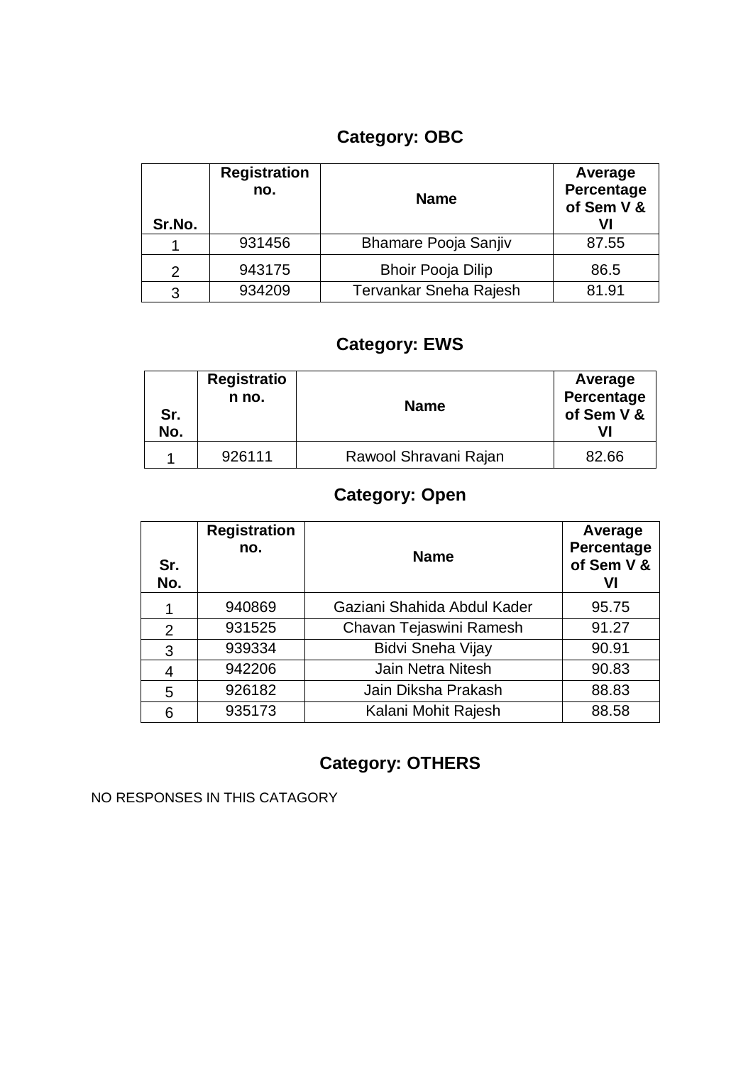## Category: OBC

| Sr.No. | Registration no. | Name | Average Percentage of Sem V & VI |
|---|---|---|---|
| 1 | 931456 | Bhamare Pooja Sanjiv | 87.55 |
| 2 | 943175 | Bhoir Pooja Dilip | 86.5 |
| 3 | 934209 | Tervankar Sneha Rajesh | 81.91 |

## Category: EWS

| Sr. No. | Registration no. | Name | Average Percentage of Sem V & VI |
|---|---|---|---|
| 1 | 926111 | Rawool Shravani Rajan | 82.66 |

## Category: Open

| Sr. No. | Registration no. | Name | Average Percentage of Sem V & VI |
|---|---|---|---|
| 1 | 940869 | Gaziani Shahida Abdul Kader | 95.75 |
| 2 | 931525 | Chavan Tejaswini Ramesh | 91.27 |
| 3 | 939334 | Bidvi Sneha Vijay | 90.91 |
| 4 | 942206 | Jain Netra Nitesh | 90.83 |
| 5 | 926182 | Jain Diksha Prakash | 88.83 |
| 6 | 935173 | Kalani Mohit Rajesh | 88.58 |

## Category: OTHERS

NO RESPONSES IN THIS CATAGORY